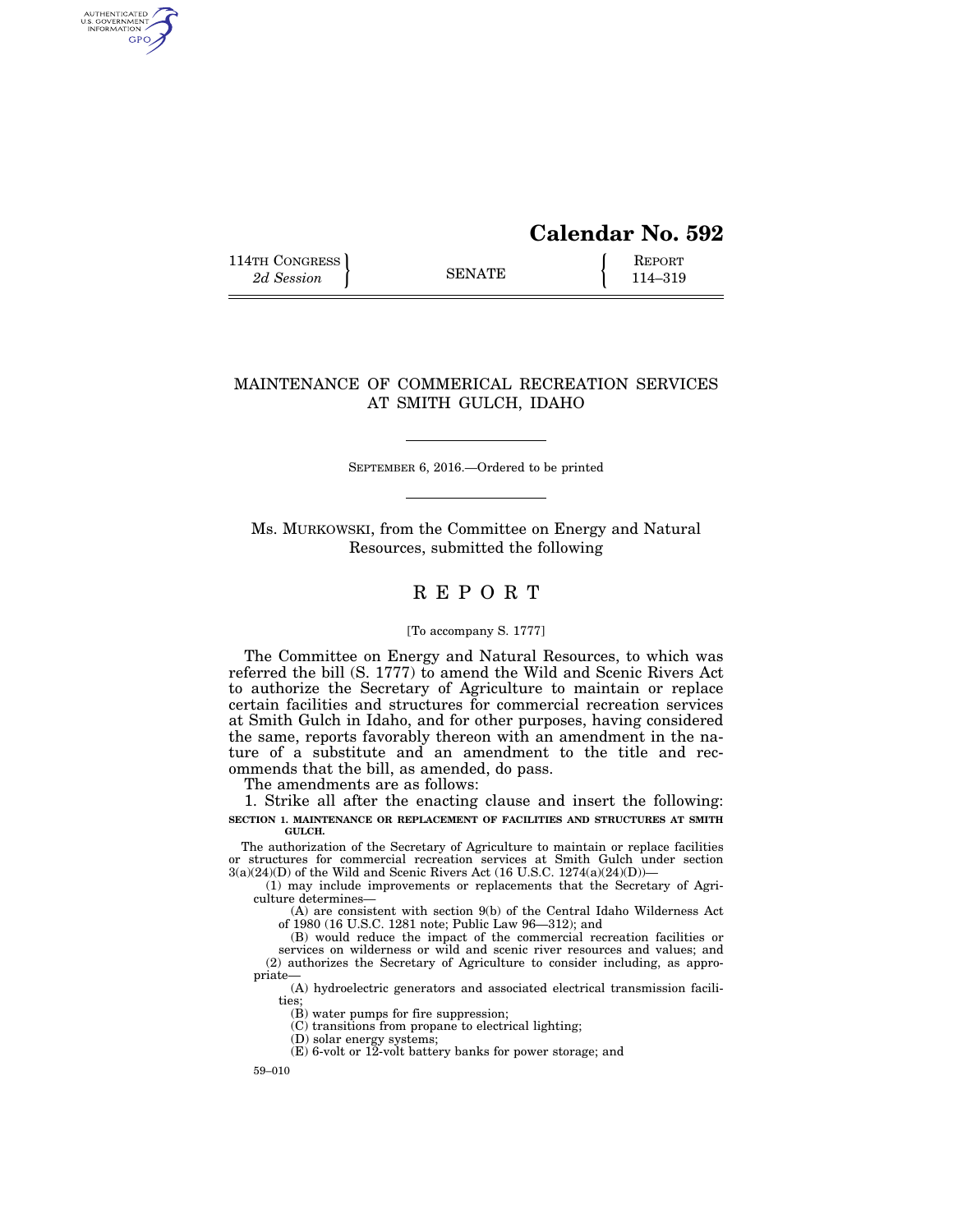# Calendar No. 592

114TH CONGRESS
*2d Session*

SENATE

REPORT
114–319

## MAINTENANCE OF COMMERICAL RECREATION SERVICES AT SMITH GULCH, IDAHO

SEPTEMBER 6, 2016.—Ordered to be printed

Ms. MURKOWSKI, from the Committee on Energy and Natural Resources, submitted the following

## R E P O R T

[To accompany S. 1777]

The Committee on Energy and Natural Resources, to which was referred the bill (S. 1777) to amend the Wild and Scenic Rivers Act to authorize the Secretary of Agriculture to maintain or replace certain facilities and structures for commercial recreation services at Smith Gulch in Idaho, and for other purposes, having considered the same, reports favorably thereon with an amendment in the nature of a substitute and an amendment to the title and recommends that the bill, as amended, do pass.

The amendments are as follows:

1. Strike all after the enacting clause and insert the following:

**SECTION 1. MAINTENANCE OR REPLACEMENT OF FACILITIES AND STRUCTURES AT SMITH GULCH.**

The authorization of the Secretary of Agriculture to maintain or replace facilities or structures for commercial recreation services at Smith Gulch under section 3(a)(24)(D) of the Wild and Scenic Rivers Act (16 U.S.C. 1274(a)(24)(D))—

(1) may include improvements or replacements that the Secretary of Agriculture determines—

(A) are consistent with section 9(b) of the Central Idaho Wilderness Act of 1980 (16 U.S.C. 1281 note; Public Law 96—312); and

(B) would reduce the impact of the commercial recreation facilities or services on wilderness or wild and scenic river resources and values; and

(2) authorizes the Secretary of Agriculture to consider including, as appropriate—

(A) hydroelectric generators and associated electrical transmission facilities;

(B) water pumps for fire suppression;

(C) transitions from propane to electrical lighting;

(D) solar energy systems;

(E) 6-volt or 12-volt battery banks for power storage; and

59–010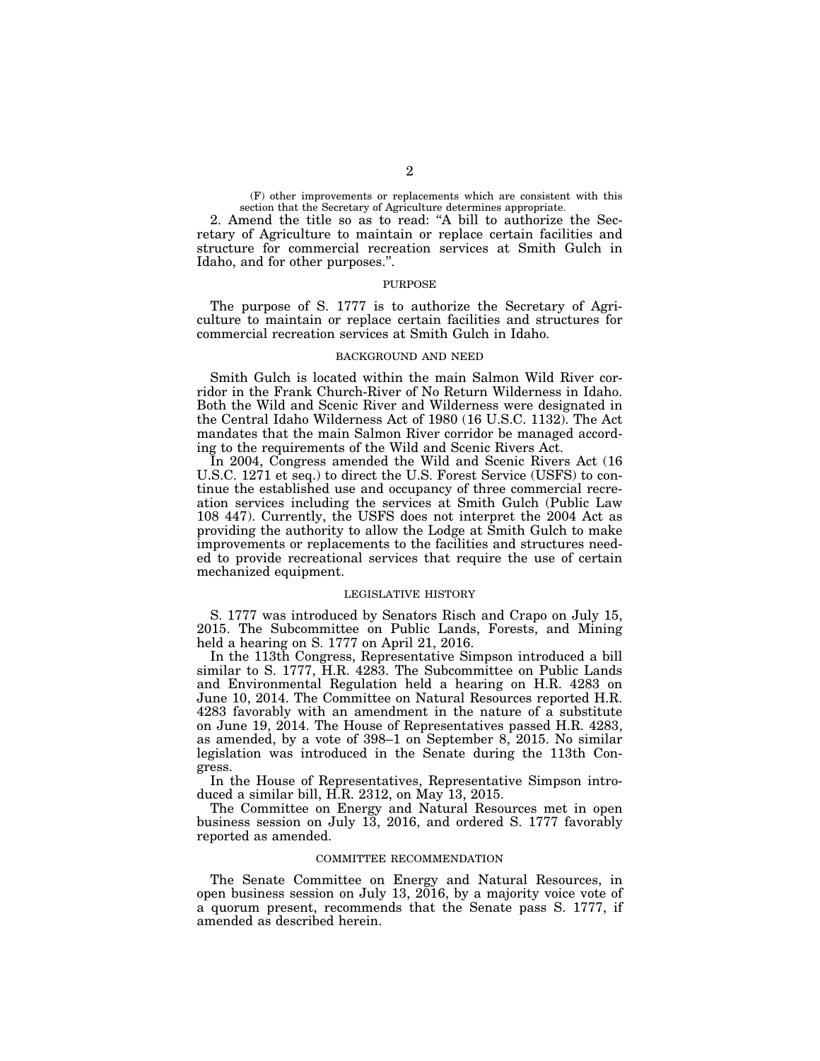(F) other improvements or replacements which are consistent with this section that the Secretary of Agriculture determines appropriate.

2. Amend the title so as to read: "A bill to authorize the Secretary of Agriculture to maintain or replace certain facilities and structure for commercial recreation services at Smith Gulch in Idaho, and for other purposes.".

## PURPOSE

The purpose of S. 1777 is to authorize the Secretary of Agriculture to maintain or replace certain facilities and structures for commercial recreation services at Smith Gulch in Idaho.

## BACKGROUND AND NEED

Smith Gulch is located within the main Salmon Wild River corridor in the Frank Church-River of No Return Wilderness in Idaho. Both the Wild and Scenic River and Wilderness were designated in the Central Idaho Wilderness Act of 1980 (16 U.S.C. 1132). The Act mandates that the main Salmon River corridor be managed according to the requirements of the Wild and Scenic Rivers Act.

In 2004, Congress amended the Wild and Scenic Rivers Act (16 U.S.C. 1271 et seq.) to direct the U.S. Forest Service (USFS) to continue the established use and occupancy of three commercial recreation services including the services at Smith Gulch (Public Law 108 447). Currently, the USFS does not interpret the 2004 Act as providing the authority to allow the Lodge at Smith Gulch to make improvements or replacements to the facilities and structures needed to provide recreational services that require the use of certain mechanized equipment.

## LEGISLATIVE HISTORY

S. 1777 was introduced by Senators Risch and Crapo on July 15, 2015. The Subcommittee on Public Lands, Forests, and Mining held a hearing on S. 1777 on April 21, 2016.

In the 113th Congress, Representative Simpson introduced a bill similar to S. 1777, H.R. 4283. The Subcommittee on Public Lands and Environmental Regulation held a hearing on H.R. 4283 on June 10, 2014. The Committee on Natural Resources reported H.R. 4283 favorably with an amendment in the nature of a substitute on June 19, 2014. The House of Representatives passed H.R. 4283, as amended, by a vote of 398–1 on September 8, 2015. No similar legislation was introduced in the Senate during the 113th Congress.

In the House of Representatives, Representative Simpson introduced a similar bill, H.R. 2312, on May 13, 2015.

The Committee on Energy and Natural Resources met in open business session on July 13, 2016, and ordered S. 1777 favorably reported as amended.

## COMMITTEE RECOMMENDATION

The Senate Committee on Energy and Natural Resources, in open business session on July 13, 2016, by a majority voice vote of a quorum present, recommends that the Senate pass S. 1777, if amended as described herein.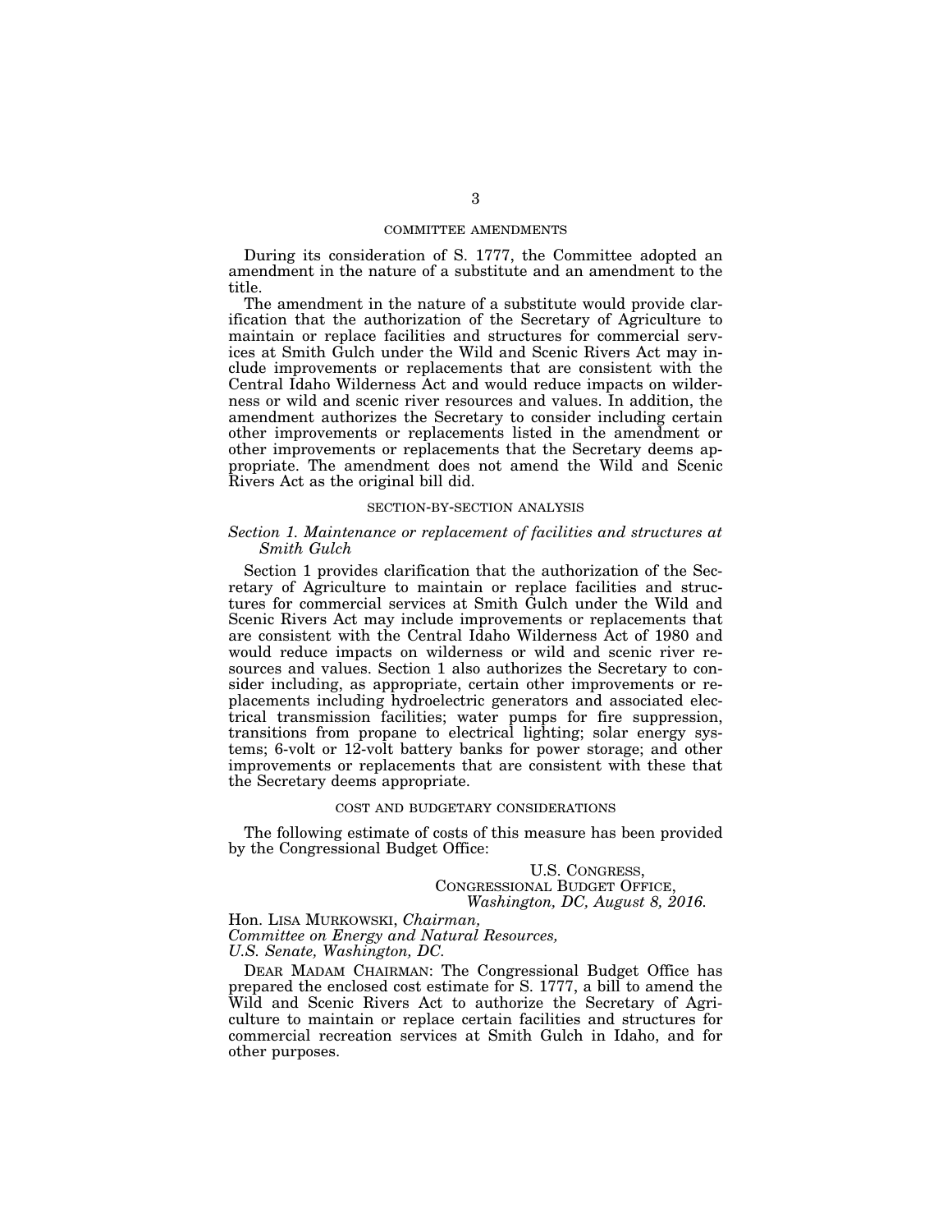## COMMITTEE AMENDMENTS

During its consideration of S. 1777, the Committee adopted an amendment in the nature of a substitute and an amendment to the title.

The amendment in the nature of a substitute would provide clarification that the authorization of the Secretary of Agriculture to maintain or replace facilities and structures for commercial services at Smith Gulch under the Wild and Scenic Rivers Act may include improvements or replacements that are consistent with the Central Idaho Wilderness Act and would reduce impacts on wilderness or wild and scenic river resources and values. In addition, the amendment authorizes the Secretary to consider including certain other improvements or replacements listed in the amendment or other improvements or replacements that the Secretary deems appropriate. The amendment does not amend the Wild and Scenic Rivers Act as the original bill did.

## SECTION-BY-SECTION ANALYSIS

### *Section 1. Maintenance or replacement of facilities and structures at Smith Gulch*

Section 1 provides clarification that the authorization of the Secretary of Agriculture to maintain or replace facilities and structures for commercial services at Smith Gulch under the Wild and Scenic Rivers Act may include improvements or replacements that are consistent with the Central Idaho Wilderness Act of 1980 and would reduce impacts on wilderness or wild and scenic river resources and values. Section 1 also authorizes the Secretary to consider including, as appropriate, certain other improvements or replacements including hydroelectric generators and associated electrical transmission facilities; water pumps for fire suppression, transitions from propane to electrical lighting; solar energy systems; 6-volt or 12-volt battery banks for power storage; and other improvements or replacements that are consistent with these that the Secretary deems appropriate.

## COST AND BUDGETARY CONSIDERATIONS

The following estimate of costs of this measure has been provided by the Congressional Budget Office:

U.S. CONGRESS,
CONGRESSIONAL BUDGET OFFICE,
*Washington, DC, August 8, 2016.*

Hon. LISA MURKOWSKI, *Chairman,*
*Committee on Energy and Natural Resources,*
*U.S. Senate, Washington, DC.*

DEAR MADAM CHAIRMAN: The Congressional Budget Office has prepared the enclosed cost estimate for S. 1777, a bill to amend the Wild and Scenic Rivers Act to authorize the Secretary of Agriculture to maintain or replace certain facilities and structures for commercial recreation services at Smith Gulch in Idaho, and for other purposes.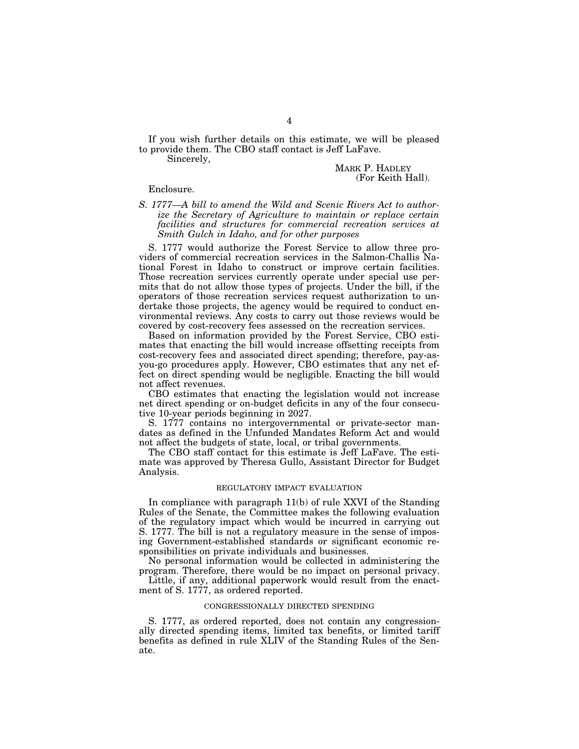If you wish further details on this estimate, we will be pleased to provide them. The CBO staff contact is Jeff LaFave.

Sincerely,

MARK P. HADLEY
(For Keith Hall).

Enclosure.

*S. 1777—A bill to amend the Wild and Scenic Rivers Act to authorize the Secretary of Agriculture to maintain or replace certain facilities and structures for commercial recreation services at Smith Gulch in Idaho, and for other purposes*

S. 1777 would authorize the Forest Service to allow three providers of commercial recreation services in the Salmon-Challis National Forest in Idaho to construct or improve certain facilities. Those recreation services currently operate under special use permits that do not allow those types of projects. Under the bill, if the operators of those recreation services request authorization to undertake those projects, the agency would be required to conduct environmental reviews. Any costs to carry out those reviews would be covered by cost-recovery fees assessed on the recreation services.

Based on information provided by the Forest Service, CBO estimates that enacting the bill would increase offsetting receipts from cost-recovery fees and associated direct spending; therefore, pay-as-you-go procedures apply. However, CBO estimates that any net effect on direct spending would be negligible. Enacting the bill would not affect revenues.

CBO estimates that enacting the legislation would not increase net direct spending or on-budget deficits in any of the four consecutive 10-year periods beginning in 2027.

S. 1777 contains no intergovernmental or private-sector mandates as defined in the Unfunded Mandates Reform Act and would not affect the budgets of state, local, or tribal governments.

The CBO staff contact for this estimate is Jeff LaFave. The estimate was approved by Theresa Gullo, Assistant Director for Budget Analysis.

## REGULATORY IMPACT EVALUATION

In compliance with paragraph 11(b) of rule XXVI of the Standing Rules of the Senate, the Committee makes the following evaluation of the regulatory impact which would be incurred in carrying out S. 1777. The bill is not a regulatory measure in the sense of imposing Government-established standards or significant economic responsibilities on private individuals and businesses.

No personal information would be collected in administering the program. Therefore, there would be no impact on personal privacy.

Little, if any, additional paperwork would result from the enactment of S. 1777, as ordered reported.

## CONGRESSIONALLY DIRECTED SPENDING

S. 1777, as ordered reported, does not contain any congressionally directed spending items, limited tax benefits, or limited tariff benefits as defined in rule XLIV of the Standing Rules of the Senate.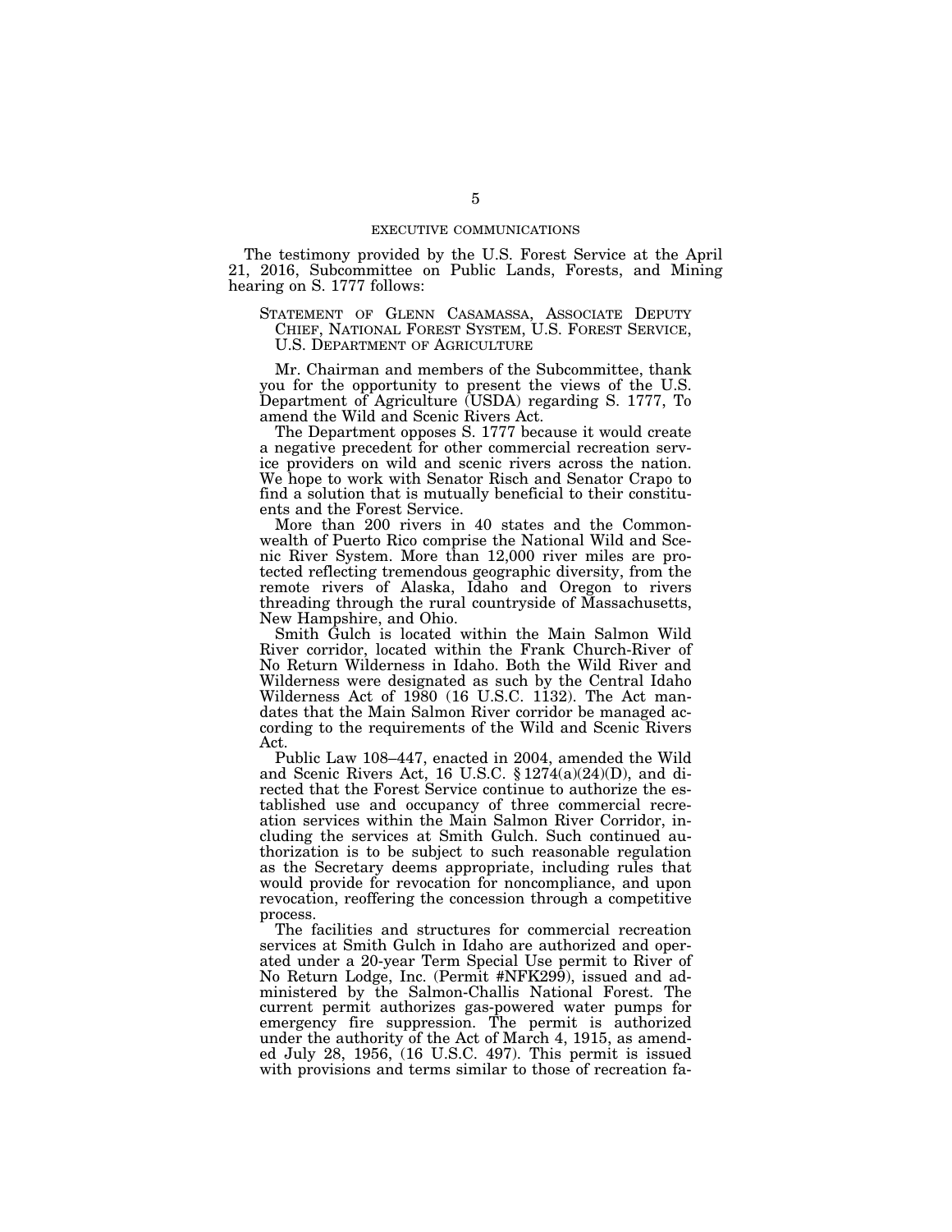## EXECUTIVE COMMUNICATIONS

The testimony provided by the U.S. Forest Service at the April 21, 2016, Subcommittee on Public Lands, Forests, and Mining hearing on S. 1777 follows:

### STATEMENT OF GLENN CASAMASSA, ASSOCIATE DEPUTY CHIEF, NATIONAL FOREST SYSTEM, U.S. FOREST SERVICE, U.S. DEPARTMENT OF AGRICULTURE

Mr. Chairman and members of the Subcommittee, thank you for the opportunity to present the views of the U.S. Department of Agriculture (USDA) regarding S. 1777, To amend the Wild and Scenic Rivers Act.

The Department opposes S. 1777 because it would create a negative precedent for other commercial recreation service providers on wild and scenic rivers across the nation. We hope to work with Senator Risch and Senator Crapo to find a solution that is mutually beneficial to their constituents and the Forest Service.

More than 200 rivers in 40 states and the Commonwealth of Puerto Rico comprise the National Wild and Scenic River System. More than 12,000 river miles are protected reflecting tremendous geographic diversity, from the remote rivers of Alaska, Idaho and Oregon to rivers threading through the rural countryside of Massachusetts, New Hampshire, and Ohio.

Smith Gulch is located within the Main Salmon Wild River corridor, located within the Frank Church-River of No Return Wilderness in Idaho. Both the Wild River and Wilderness were designated as such by the Central Idaho Wilderness Act of 1980 (16 U.S.C. 1132). The Act mandates that the Main Salmon River corridor be managed according to the requirements of the Wild and Scenic Rivers Act.

Public Law 108–447, enacted in 2004, amended the Wild and Scenic Rivers Act, 16 U.S.C. § 1274(a)(24)(D), and directed that the Forest Service continue to authorize the established use and occupancy of three commercial recreation services within the Main Salmon River Corridor, including the services at Smith Gulch. Such continued authorization is to be subject to such reasonable regulation as the Secretary deems appropriate, including rules that would provide for revocation for noncompliance, and upon revocation, reoffering the concession through a competitive process.

The facilities and structures for commercial recreation services at Smith Gulch in Idaho are authorized and operated under a 20-year Term Special Use permit to River of No Return Lodge, Inc. (Permit #NFK299), issued and administered by the Salmon-Challis National Forest. The current permit authorizes gas-powered water pumps for emergency fire suppression. The permit is authorized under the authority of the Act of March 4, 1915, as amended July 28, 1956, (16 U.S.C. 497). This permit is issued with provisions and terms similar to those of recreation fa-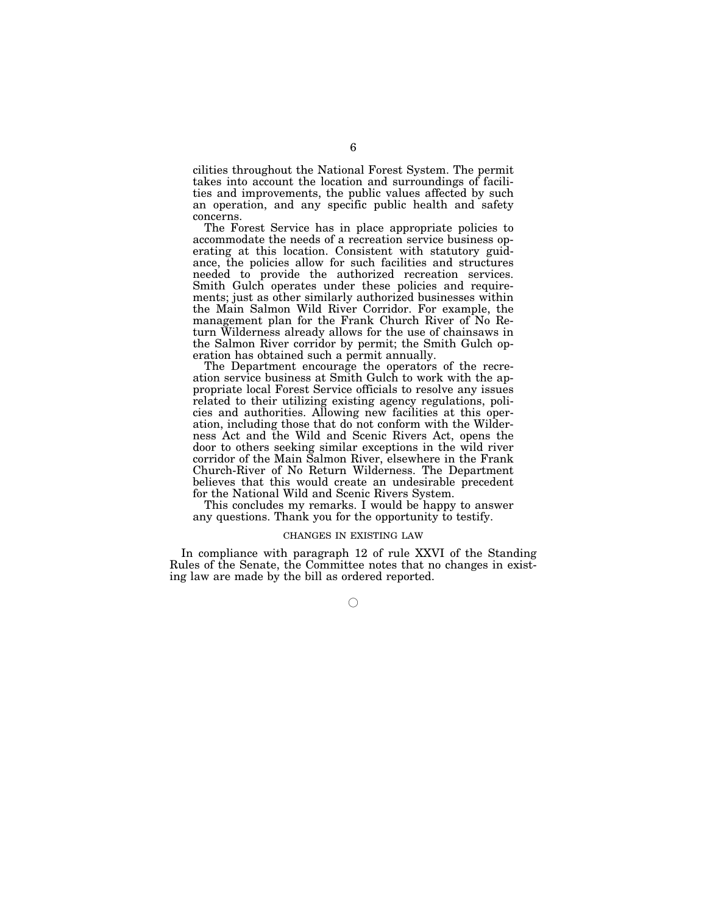cilities throughout the National Forest System. The permit takes into account the location and surroundings of facilities and improvements, the public values affected by such an operation, and any specific public health and safety concerns.

The Forest Service has in place appropriate policies to accommodate the needs of a recreation service business operating at this location. Consistent with statutory guidance, the policies allow for such facilities and structures needed to provide the authorized recreation services. Smith Gulch operates under these policies and requirements; just as other similarly authorized businesses within the Main Salmon Wild River Corridor. For example, the management plan for the Frank Church River of No Return Wilderness already allows for the use of chainsaws in the Salmon River corridor by permit; the Smith Gulch operation has obtained such a permit annually.

The Department encourage the operators of the recreation service business at Smith Gulch to work with the appropriate local Forest Service officials to resolve any issues related to their utilizing existing agency regulations, policies and authorities. Allowing new facilities at this operation, including those that do not conform with the Wilderness Act and the Wild and Scenic Rivers Act, opens the door to others seeking similar exceptions in the wild river corridor of the Main Salmon River, elsewhere in the Frank Church-River of No Return Wilderness. The Department believes that this would create an undesirable precedent for the National Wild and Scenic Rivers System.

This concludes my remarks. I would be happy to answer any questions. Thank you for the opportunity to testify.

## CHANGES IN EXISTING LAW

In compliance with paragraph 12 of rule XXVI of the Standing Rules of the Senate, the Committee notes that no changes in existing law are made by the bill as ordered reported.